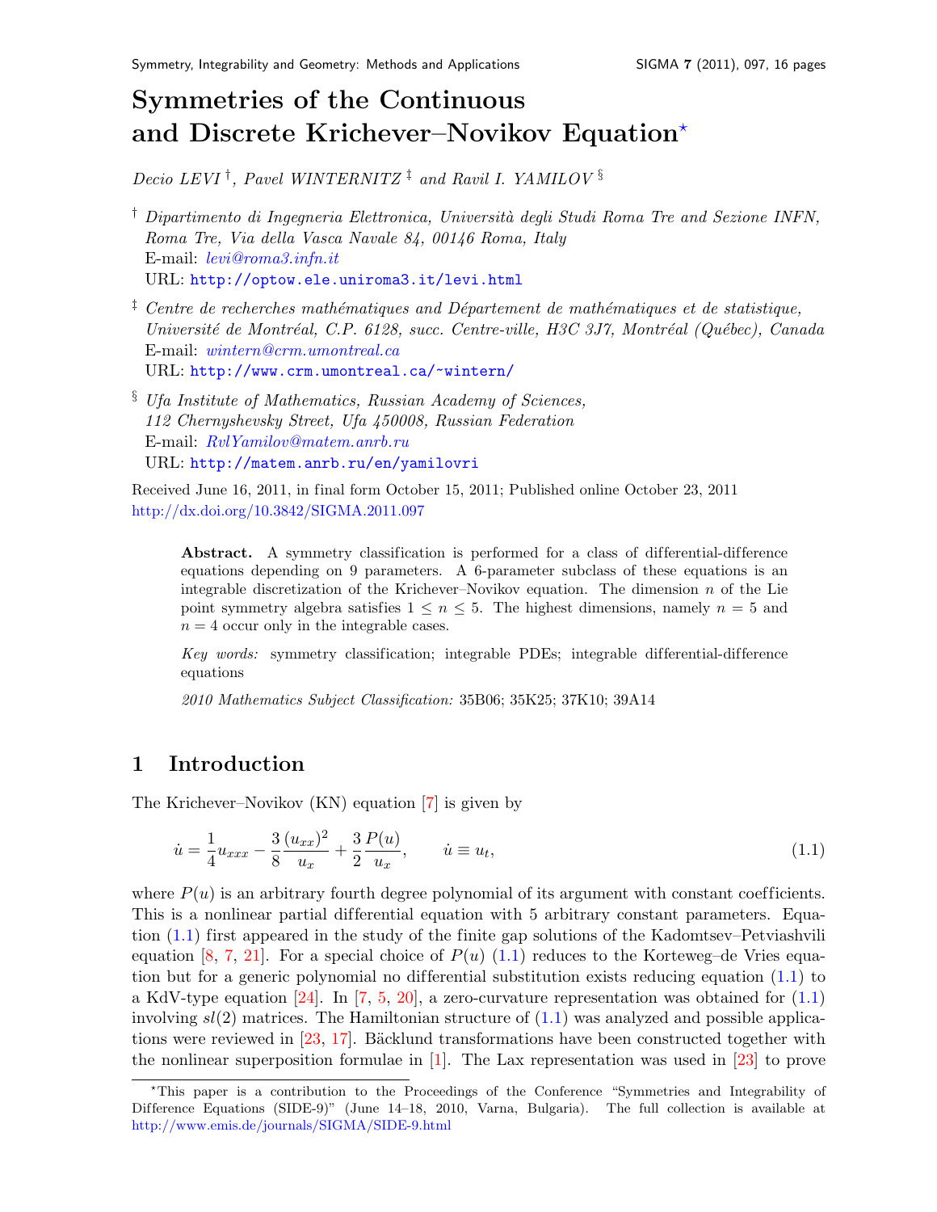# Symmetries of the Continuous and Discrete Krichever–Novikov Equation[⋆]

*Decio LEVI* [†], *Pavel WINTERNITZ* [‡] and *Ravil I. YAMILOV* [§]

[†] *Dipartimento di Ingegneria Elettronica, Università degli Studi Roma Tre and Sezione INFN, Roma Tre, Via della Vasca Navale 84, 00146 Roma, Italy*
E-mail: *levi@roma3.infn.it*
URL: http://optow.ele.uniroma3.it/levi.html

[‡] *Centre de recherches mathématiques and Département de mathématiques et de statistique, Université de Montréal, C.P. 6128, succ. Centre-ville, H3C 3J7, Montréal (Québec), Canada*
E-mail: *wintern@crm.umontreal.ca*
URL: http://www.crm.umontreal.ca/~wintern/

[§] *Ufa Institute of Mathematics, Russian Academy of Sciences, 112 Chernyshevsky Street, Ufa 450008, Russian Federation*
E-mail: *RvlYamilov@matem.anrb.ru*
URL: http://matem.anrb.ru/en/yamilovri

Received June 16, 2011, in final form October 15, 2011; Published online October 23, 2011
http://dx.doi.org/10.3842/SIGMA.2011.097

**Abstract.** A symmetry classification is performed for a class of differential-difference equations depending on 9 parameters. A 6-parameter subclass of these equations is an integrable discretization of the Krichever–Novikov equation. The dimension $n$ of the Lie point symmetry algebra satisfies $1 \le n \le 5$. The highest dimensions, namely $n = 5$ and $n = 4$ occur only in the integrable cases.

*Key words:* symmetry classification; integrable PDEs; integrable differential-difference equations

*2010 Mathematics Subject Classification:* 35B06; 35K25; 37K10; 39A14

## 1 Introduction

The Krichever–Novikov (KN) equation [7] is given by

$$\dot{u} = \frac{1}{4}u_{xxx} - \frac{3}{8}\frac{(u_{xx})^2}{u_x} + \frac{3}{2}\frac{P(u)}{u_x}, \qquad \dot{u} \equiv u_t, \tag{1.1}$$

where $P(u)$ is an arbitrary fourth degree polynomial of its argument with constant coefficients. This is a nonlinear partial differential equation with 5 arbitrary constant parameters. Equation (1.1) first appeared in the study of the finite gap solutions of the Kadomtsev–Petviashvili equation [8, 7, 21]. For a special choice of $P(u)$ (1.1) reduces to the Korteweg–de Vries equation but for a generic polynomial no differential substitution exists reducing equation (1.1) to a KdV-type equation [24]. In [7, 5, 20], a zero-curvature representation was obtained for (1.1) involving $sl(2)$ matrices. The Hamiltonian structure of (1.1) was analyzed and possible applications were reviewed in [23, 17]. Bäcklund transformations have been constructed together with the nonlinear superposition formulae in [1]. The Lax representation was used in [23] to prove

[⋆]This paper is a contribution to the Proceedings of the Conference "Symmetries and Integrability of Difference Equations (SIDE-9)" (June 14–18, 2010, Varna, Bulgaria). The full collection is available at http://www.emis.de/journals/SIGMA/SIDE-9.html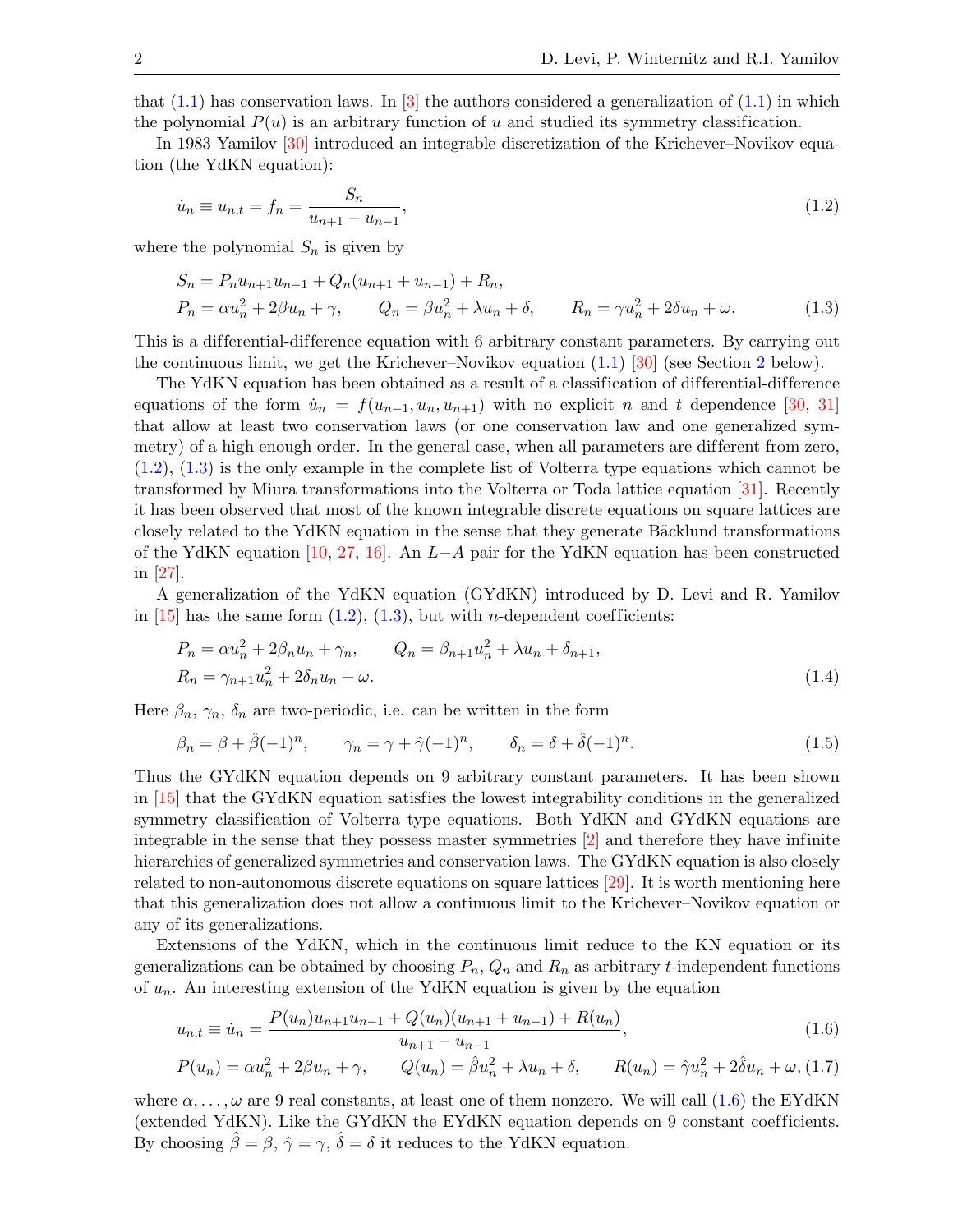that (1.1) has conservation laws. In [3] the authors considered a generalization of (1.1) in which the polynomial $P(u)$ is an arbitrary function of $u$ and studied its symmetry classification.

In 1983 Yamilov [30] introduced an integrable discretization of the Krichever–Novikov equation (the YdKN equation):

$$\dot{u}_n \equiv u_{n,t} = f_n = \frac{S_n}{u_{n+1} - u_{n-1}}, \tag{1.2}$$

where the polynomial $S_n$ is given by

$$\begin{aligned} &S_n = P_n u_{n+1} u_{n-1} + Q_n (u_{n+1} + u_{n-1}) + R_n, \\ &P_n = \alpha u_n^2 + 2\beta u_n + \gamma, \qquad Q_n = \beta u_n^2 + \lambda u_n + \delta, \qquad R_n = \gamma u_n^2 + 2\delta u_n + \omega. \end{aligned} \tag{1.3}$$

This is a differential-difference equation with 6 arbitrary constant parameters. By carrying out the continuous limit, we get the Krichever–Novikov equation (1.1) [30] (see Section 2 below).

The YdKN equation has been obtained as a result of a classification of differential-difference equations of the form $\dot{u}_n = f(u_{n-1}, u_n, u_{n+1})$ with no explicit $n$ and $t$ dependence [30, 31] that allow at least two conservation laws (or one conservation law and one generalized symmetry) of a high enough order. In the general case, when all parameters are different from zero, (1.2), (1.3) is the only example in the complete list of Volterra type equations which cannot be transformed by Miura transformations into the Volterra or Toda lattice equation [31]. Recently it has been observed that most of the known integrable discrete equations on square lattices are closely related to the YdKN equation in the sense that they generate Bäcklund transformations of the YdKN equation [10, 27, 16]. An $L-A$ pair for the YdKN equation has been constructed in [27].

A generalization of the YdKN equation (GYdKN) introduced by D. Levi and R. Yamilov in [15] has the same form (1.2), (1.3), but with $n$-dependent coefficients:

$$\begin{aligned} &P_n = \alpha u_n^2 + 2\beta_n u_n + \gamma_n, \qquad Q_n = \beta_{n+1} u_n^2 + \lambda u_n + \delta_{n+1}, \\ &R_n = \gamma_{n+1} u_n^2 + 2\delta_n u_n + \omega. \end{aligned} \tag{1.4}$$

Here $\beta_n$, $\gamma_n$, $\delta_n$ are two-periodic, i.e. can be written in the form

$$\beta_n = \beta + \hat{\beta}(-1)^n, \qquad \gamma_n = \gamma + \hat{\gamma}(-1)^n, \qquad \delta_n = \delta + \hat{\delta}(-1)^n. \tag{1.5}$$

Thus the GYdKN equation depends on 9 arbitrary constant parameters. It has been shown in [15] that the GYdKN equation satisfies the lowest integrability conditions in the generalized symmetry classification of Volterra type equations. Both YdKN and GYdKN equations are integrable in the sense that they possess master symmetries [2] and therefore they have infinite hierarchies of generalized symmetries and conservation laws. The GYdKN equation is also closely related to non-autonomous discrete equations on square lattices [29]. It is worth mentioning here that this generalization does not allow a continuous limit to the Krichever–Novikov equation or any of its generalizations.

Extensions of the YdKN, which in the continuous limit reduce to the KN equation or its generalizations can be obtained by choosing $P_n$, $Q_n$ and $R_n$ as arbitrary $t$-independent functions of $u_n$. An interesting extension of the YdKN equation is given by the equation

$$u_{n,t} \equiv \dot{u}_n = \frac{P(u_n) u_{n+1} u_{n-1} + Q(u_n)(u_{n+1} + u_{n-1}) + R(u_n)}{u_{n+1} - u_{n-1}}, \tag{1.6}$$

$$P(u_n) = \alpha u_n^2 + 2\beta u_n + \gamma, \qquad Q(u_n) = \hat{\beta} u_n^2 + \lambda u_n + \delta, \qquad R(u_n) = \hat{\gamma} u_n^2 + 2\hat{\delta} u_n + \omega, \tag{1.7}$$

where $\alpha, \ldots, \omega$ are 9 real constants, at least one of them nonzero. We will call (1.6) the EYdKN (extended YdKN). Like the GYdKN the EYdKN equation depends on 9 constant coefficients. By choosing $\hat{\beta} = \beta$, $\hat{\gamma} = \gamma$, $\hat{\delta} = \delta$ it reduces to the YdKN equation.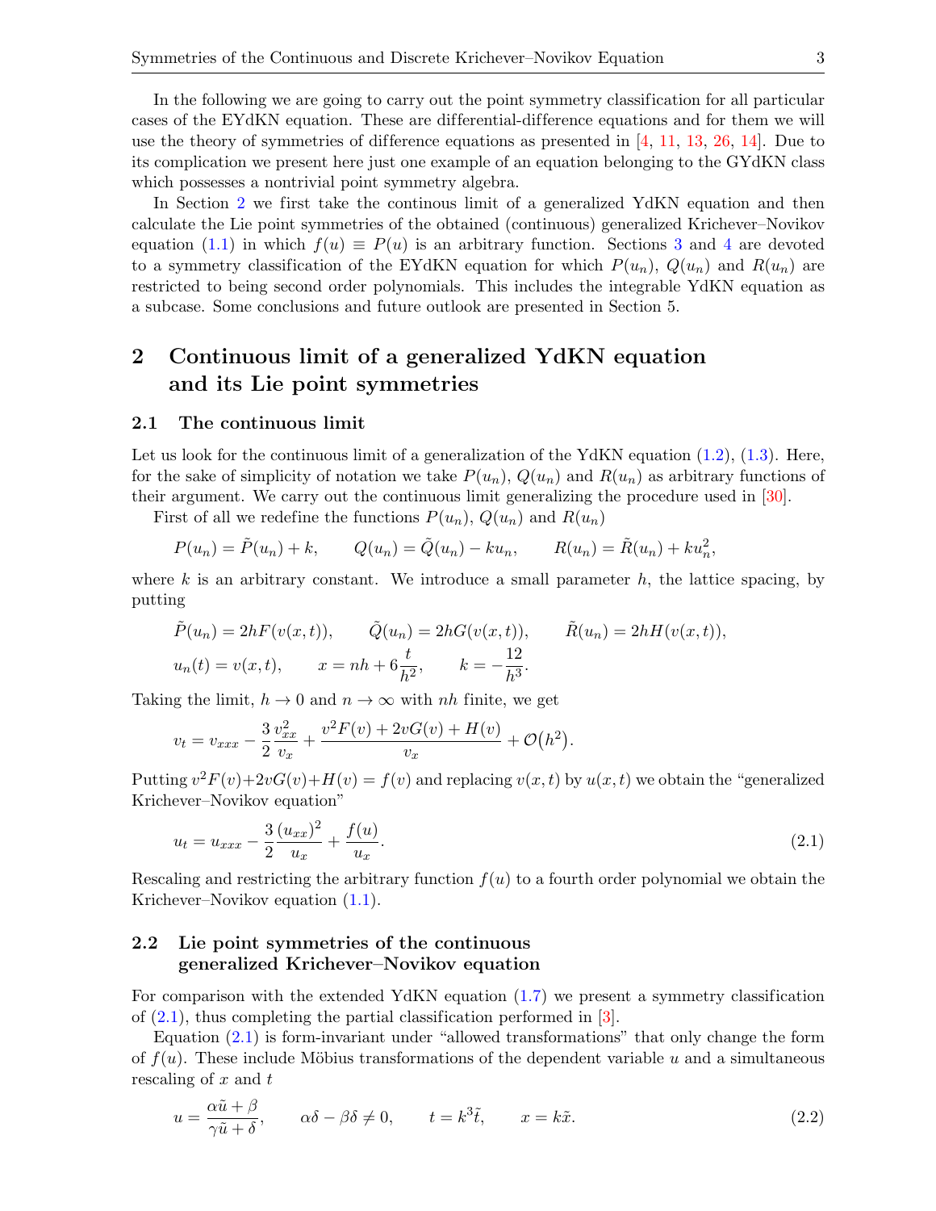In the following we are going to carry out the point symmetry classification for all particular cases of the EYdKN equation. These are differential-difference equations and for them we will use the theory of symmetries of difference equations as presented in [4, 11, 13, 26, 14]. Due to its complication we present here just one example of an equation belonging to the GYdKN class which possesses a nontrivial point symmetry algebra.

In Section 2 we first take the continous limit of a generalized YdKN equation and then calculate the Lie point symmetries of the obtained (continuous) generalized Krichever–Novikov equation (1.1) in which $f(u) \equiv P(u)$ is an arbitrary function. Sections 3 and 4 are devoted to a symmetry classification of the EYdKN equation for which $P(u_n)$, $Q(u_n)$ and $R(u_n)$ are restricted to being second order polynomials. This includes the integrable YdKN equation as a subcase. Some conclusions and future outlook are presented in Section 5.

# 2 Continuous limit of a generalized YdKN equation and its Lie point symmetries

## 2.1 The continuous limit

Let us look for the continuous limit of a generalization of the YdKN equation (1.2), (1.3). Here, for the sake of simplicity of notation we take $P(u_n)$, $Q(u_n)$ and $R(u_n)$ as arbitrary functions of their argument. We carry out the continuous limit generalizing the procedure used in [30].

First of all we redefine the functions $P(u_n)$, $Q(u_n)$ and $R(u_n)$

$$P(u_n) = \tilde{P}(u_n) + k, \qquad Q(u_n) = \tilde{Q}(u_n) - k u_n, \qquad R(u_n) = \tilde{R}(u_n) + k u_n^2,$$

where $k$ is an arbitrary constant. We introduce a small parameter $h$, the lattice spacing, by putting

$$\tilde{P}(u_n) = 2hF(v(x,t)), \qquad \tilde{Q}(u_n) = 2hG(v(x,t)), \qquad \tilde{R}(u_n) = 2hH(v(x,t)),$$
$$u_n(t) = v(x,t), \qquad x = nh + 6\frac{t}{h^2}, \qquad k = -\frac{12}{h^3}.$$

Taking the limit, $h \to 0$ and $n \to \infty$ with $nh$ finite, we get

$$v_t = v_{xxx} - \frac{3}{2}\frac{v_{xx}^2}{v_x} + \frac{v^2F(v) + 2vG(v) + H(v)}{v_x} + \mathcal{O}(h^2).$$

Putting $v^2F(v)+2vG(v)+H(v) = f(v)$ and replacing $v(x,t)$ by $u(x,t)$ we obtain the "generalized Krichever–Novikov equation"

$$u_t = u_{xxx} - \frac{3}{2}\frac{(u_{xx})^2}{u_x} + \frac{f(u)}{u_x}. \tag{2.1}$$

Rescaling and restricting the arbitrary function $f(u)$ to a fourth order polynomial we obtain the Krichever–Novikov equation (1.1).

## 2.2 Lie point symmetries of the continuous generalized Krichever–Novikov equation

For comparison with the extended YdKN equation (1.7) we present a symmetry classification of (2.1), thus completing the partial classification performed in [3].

Equation (2.1) is form-invariant under "allowed transformations" that only change the form of $f(u)$. These include Möbius transformations of the dependent variable $u$ and a simultaneous rescaling of $x$ and $t$

$$u = \frac{\alpha\tilde{u} + \beta}{\gamma\tilde{u} + \delta}, \qquad \alpha\delta - \beta\delta \neq 0, \qquad t = k^3\tilde{t}, \qquad x = k\tilde{x}. \tag{2.2}$$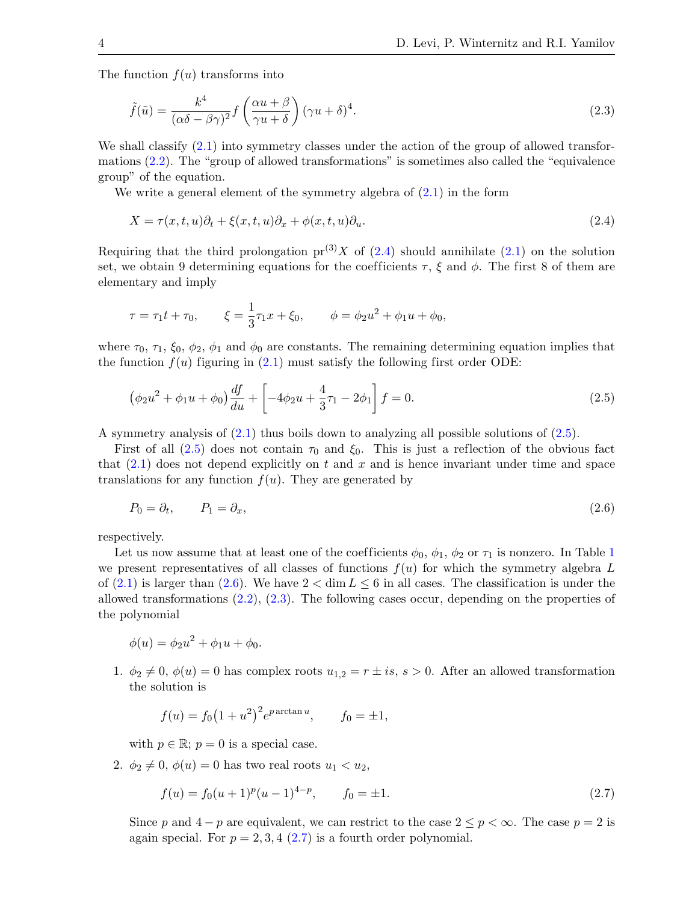The function $f(u)$ transforms into

$$\tilde{f}(\tilde{u}) = \frac{k^4}{(\alpha\delta - \beta\gamma)^2} f\left(\frac{\alpha u + \beta}{\gamma u + \delta}\right)(\gamma u + \delta)^4. \tag{2.3}$$

We shall classify (2.1) into symmetry classes under the action of the group of allowed transformations (2.2). The "group of allowed transformations" is sometimes also called the "equivalence group" of the equation.

We write a general element of the symmetry algebra of (2.1) in the form

$$X = \tau(x,t,u)\partial_t + \xi(x,t,u)\partial_x + \phi(x,t,u)\partial_u. \tag{2.4}$$

Requiring that the third prolongation $\mathrm{pr}^{(3)}X$ of (2.4) should annihilate (2.1) on the solution set, we obtain 9 determining equations for the coefficients $\tau$, $\xi$ and $\phi$. The first 8 of them are elementary and imply

$$\tau = \tau_1 t + \tau_0, \qquad \xi = \frac{1}{3}\tau_1 x + \xi_0, \qquad \phi = \phi_2 u^2 + \phi_1 u + \phi_0,$$

where $\tau_0$, $\tau_1$, $\xi_0$, $\phi_2$, $\phi_1$ and $\phi_0$ are constants. The remaining determining equation implies that the function $f(u)$ figuring in (2.1) must satisfy the following first order ODE:

$$\left(\phi_2 u^2 + \phi_1 u + \phi_0\right)\frac{df}{du} + \left[-4\phi_2 u + \frac{4}{3}\tau_1 - 2\phi_1\right] f = 0. \tag{2.5}$$

A symmetry analysis of (2.1) thus boils down to analyzing all possible solutions of (2.5).

First of all (2.5) does not contain $\tau_0$ and $\xi_0$. This is just a reflection of the obvious fact that (2.1) does not depend explicitly on $t$ and $x$ and is hence invariant under time and space translations for any function $f(u)$. They are generated by

$$P_0 = \partial_t, \qquad P_1 = \partial_x, \tag{2.6}$$

respectively.

Let us now assume that at least one of the coefficients $\phi_0$, $\phi_1$, $\phi_2$ or $\tau_1$ is nonzero. In Table 1 we present representatives of all classes of functions $f(u)$ for which the symmetry algebra $L$ of (2.1) is larger than (2.6). We have $2 < \dim L \le 6$ in all cases. The classification is under the allowed transformations (2.2), (2.3). The following cases occur, depending on the properties of the polynomial

$$\phi(u) = \phi_2 u^2 + \phi_1 u + \phi_0.$$

1. $\phi_2 \neq 0$, $\phi(u) = 0$ has complex roots $u_{1,2} = r \pm is$, $s > 0$. After an allowed transformation the solution is

   $$f(u) = f_0\left(1 + u^2\right)^2 e^{p \arctan u}, \qquad f_0 = \pm 1,$$

   with $p \in \mathbb{R}$; $p = 0$ is a special case.

2. $\phi_2 \neq 0$, $\phi(u) = 0$ has two real roots $u_1 < u_2$,

   $$f(u) = f_0(u+1)^p(u-1)^{4-p}, \qquad f_0 = \pm 1. \tag{2.7}$$

   Since $p$ and $4 - p$ are equivalent, we can restrict to the case $2 \le p < \infty$. The case $p = 2$ is again special. For $p = 2, 3, 4$ (2.7) is a fourth order polynomial.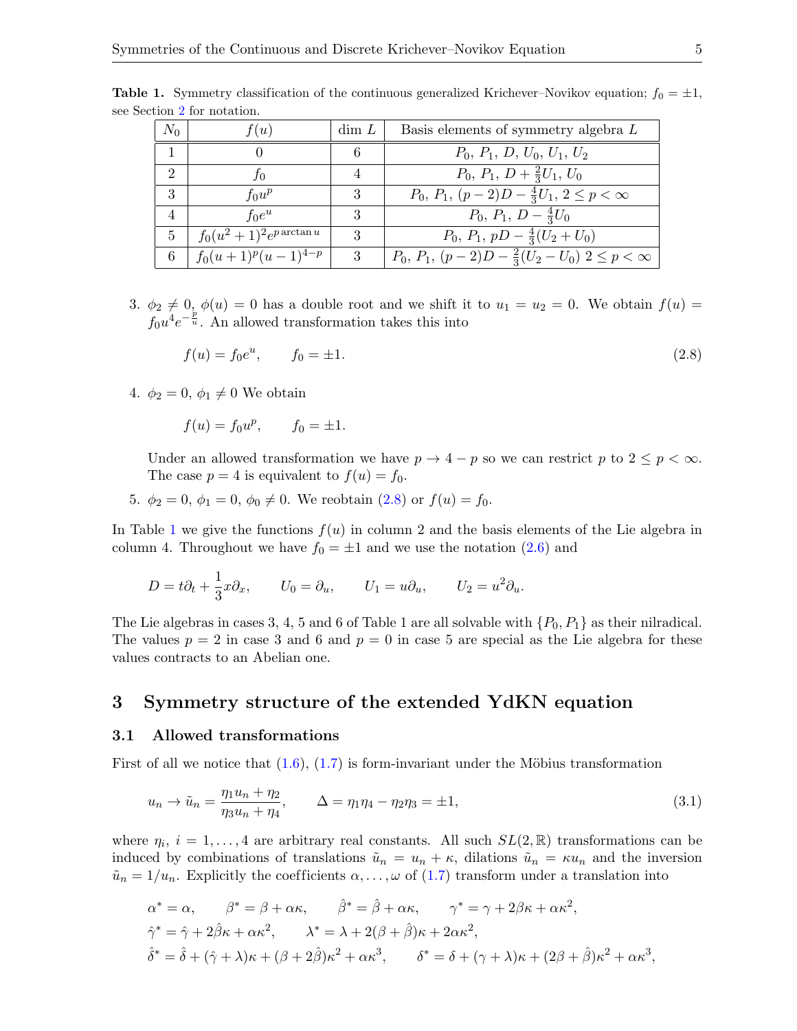**Table 1.** Symmetry classification of the continuous generalized Krichever–Novikov equation; $f_0 = \pm 1$, see Section 2 for notation.

| $N_0$ | $f(u)$ | dim $L$ | Basis elements of symmetry algebra $L$ |
|---|---|---|---|
| 1 | $0$ | 6 | $P_0,\ P_1,\ D,\ U_0,\ U_1,\ U_2$ |
| 2 | $f_0$ | 4 | $P_0,\ P_1,\ D+\frac{2}{3}U_1,\ U_0$ |
| 3 | $f_0u^p$ | 3 | $P_0,\ P_1,\ (p-2)D-\frac{4}{3}U_1,\ 2\le p<\infty$ |
| 4 | $f_0e^u$ | 3 | $P_0,\ P_1,\ D-\frac{4}{3}U_0$ |
| 5 | $f_0(u^2+1)^2e^{p\arctan u}$ | 3 | $P_0,\ P_1,\ pD-\frac{4}{3}(U_2+U_0)$ |
| 6 | $f_0(u+1)^p(u-1)^{4-p}$ | 3 | $P_0,\ P_1,\ (p-2)D-\frac{2}{3}(U_2-U_0)\ 2\le p<\infty$ |

3. $\phi_2 \neq 0$, $\phi(u) = 0$ has a double root and we shift it to $u_1 = u_2 = 0$. We obtain $f(u) = f_0 u^4 e^{-\frac{p}{u}}$. An allowed transformation takes this into

$$f(u) = f_0 e^u, \qquad f_0 = \pm 1. \tag{2.8}$$

4. $\phi_2 = 0$, $\phi_1 \neq 0$ We obtain

$$f(u) = f_0 u^p, \qquad f_0 = \pm 1.$$

Under an allowed transformation we have $p \to 4-p$ so we can restrict $p$ to $2 \le p < \infty$. The case $p = 4$ is equivalent to $f(u) = f_0$.

5. $\phi_2 = 0$, $\phi_1 = 0$, $\phi_0 \neq 0$. We reobtain (2.8) or $f(u) = f_0$.

In Table 1 we give the functions $f(u)$ in column 2 and the basis elements of the Lie algebra in column 4. Throughout we have $f_0 = \pm 1$ and we use the notation (2.6) and

$$D = t\partial_t + \frac{1}{3}x\partial_x, \qquad U_0 = \partial_u, \qquad U_1 = u\partial_u, \qquad U_2 = u^2\partial_u.$$

The Lie algebras in cases 3, 4, 5 and 6 of Table 1 are all solvable with $\{P_0, P_1\}$ as their nilradical. The values $p = 2$ in case 3 and 6 and $p = 0$ in case 5 are special as the Lie algebra for these values contracts to an Abelian one.

## 3 Symmetry structure of the extended YdKN equation

### 3.1 Allowed transformations

First of all we notice that (1.6), (1.7) is form-invariant under the Möbius transformation

$$u_n \to \tilde{u}_n = \frac{\eta_1 u_n + \eta_2}{\eta_3 u_n + \eta_4}, \qquad \Delta = \eta_1\eta_4 - \eta_2\eta_3 = \pm 1, \tag{3.1}$$

where $\eta_i$, $i = 1, \ldots, 4$ are arbitrary real constants. All such $SL(2,\mathbb{R})$ transformations can be induced by combinations of translations $\tilde{u}_n = u_n + \kappa$, dilations $\tilde{u}_n = \kappa u_n$ and the inversion $\tilde{u}_n = 1/u_n$. Explicitly the coefficients $\alpha, \ldots, \omega$ of (1.7) transform under a translation into

$$\alpha^* = \alpha, \qquad \beta^* = \beta + \alpha\kappa, \qquad \hat{\beta}^* = \hat{\beta} + \alpha\kappa, \qquad \gamma^* = \gamma + 2\beta\kappa + \alpha\kappa^2,$$
$$\hat{\gamma}^* = \hat{\gamma} + 2\hat{\beta}\kappa + \alpha\kappa^2, \qquad \lambda^* = \lambda + 2(\beta + \hat{\beta})\kappa + 2\alpha\kappa^2,$$
$$\hat{\delta}^* = \hat{\delta} + (\hat{\gamma} + \lambda)\kappa + (\beta + 2\hat{\beta})\kappa^2 + \alpha\kappa^3, \qquad \delta^* = \delta + (\gamma + \lambda)\kappa + (2\beta + \hat{\beta})\kappa^2 + \alpha\kappa^3,$$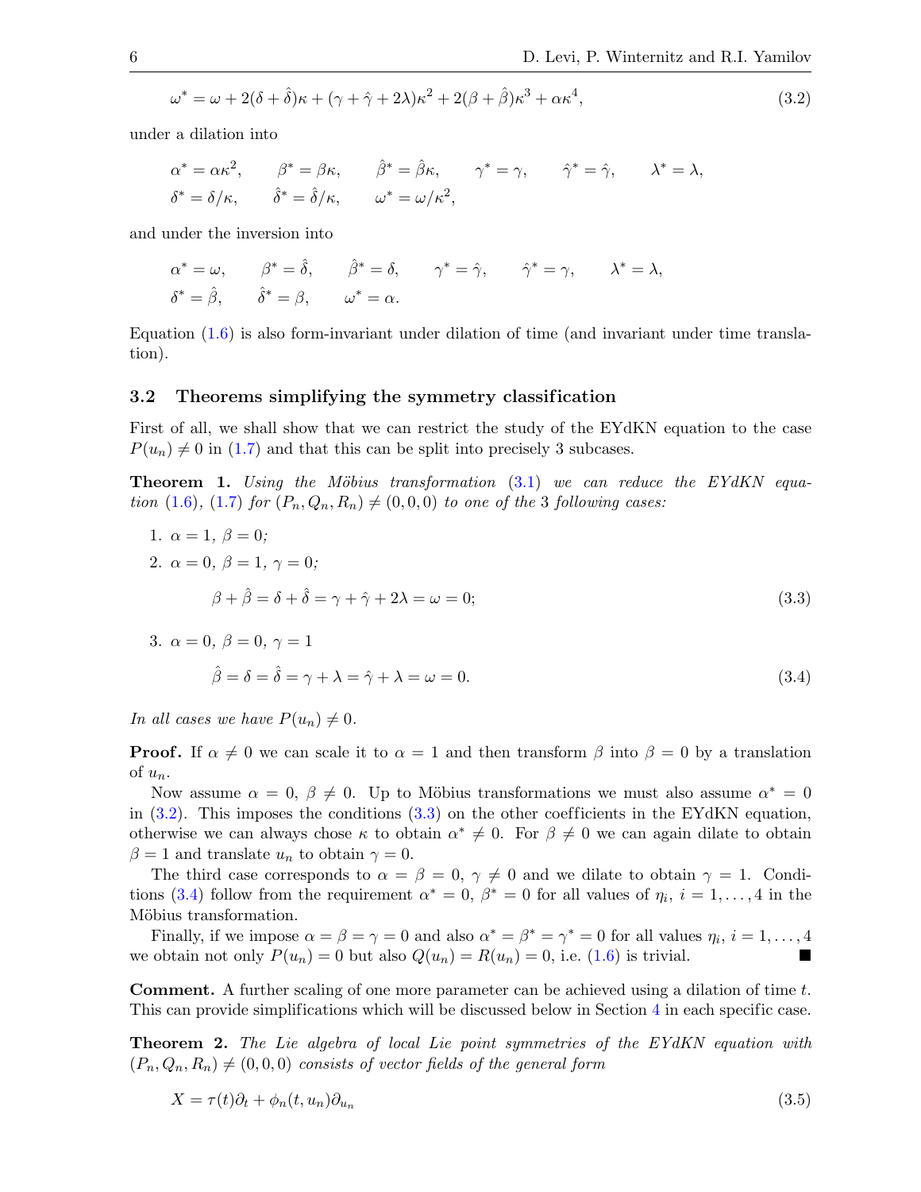$$\omega^* = \omega + 2(\delta + \hat{\delta})\kappa + (\gamma + \hat{\gamma} + 2\lambda)\kappa^2 + 2(\beta + \hat{\beta})\kappa^3 + \alpha\kappa^4, \tag{3.2}$$

under a dilation into

$$\alpha^* = \alpha\kappa^2, \qquad \beta^* = \beta\kappa, \qquad \hat{\beta}^* = \hat{\beta}\kappa, \qquad \gamma^* = \gamma, \qquad \hat{\gamma}^* = \hat{\gamma}, \qquad \lambda^* = \lambda,$$
$$\delta^* = \delta/\kappa, \qquad \hat{\delta}^* = \hat{\delta}/\kappa, \qquad \omega^* = \omega/\kappa^2,$$

and under the inversion into

$$\alpha^* = \omega, \qquad \beta^* = \hat{\delta}, \qquad \hat{\beta}^* = \delta, \qquad \gamma^* = \hat{\gamma}, \qquad \hat{\gamma}^* = \gamma, \qquad \lambda^* = \lambda,$$
$$\delta^* = \hat{\beta}, \qquad \hat{\delta}^* = \beta, \qquad \omega^* = \alpha.$$

Equation (1.6) is also form-invariant under dilation of time (and invariant under time translation).

### 3.2 Theorems simplifying the symmetry classification

First of all, we shall show that we can restrict the study of the EYdKN equation to the case $P(u_n) \neq 0$ in (1.7) and that this can be split into precisely 3 subcases.

**Theorem 1.** *Using the Möbius transformation (3.1) we can reduce the EYdKN equation (1.6), (1.7) for $(P_n, Q_n, R_n) \neq (0, 0, 0)$ to one of the 3 following cases:*

1. $\alpha = 1$, $\beta = 0$;
2. $\alpha = 0$, $\beta = 1$, $\gamma = 0$;
$$\beta + \hat{\beta} = \delta + \hat{\delta} = \gamma + \hat{\gamma} + 2\lambda = \omega = 0; \tag{3.3}$$
3. $\alpha = 0$, $\beta = 0$, $\gamma = 1$
$$\hat{\beta} = \delta = \hat{\delta} = \gamma + \lambda = \hat{\gamma} + \lambda = \omega = 0. \tag{3.4}$$

*In all cases we have $P(u_n) \neq 0$.*

**Proof.** If $\alpha \neq 0$ we can scale it to $\alpha = 1$ and then transform $\beta$ into $\beta = 0$ by a translation of $u_n$.

Now assume $\alpha = 0$, $\beta \neq 0$. Up to Möbius transformations we must also assume $\alpha^* = 0$ in (3.2). This imposes the conditions (3.3) on the other coefficients in the EYdKN equation, otherwise we can always chose $\kappa$ to obtain $\alpha^* \neq 0$. For $\beta \neq 0$ we can again dilate to obtain $\beta = 1$ and translate $u_n$ to obtain $\gamma = 0$.

The third case corresponds to $\alpha = \beta = 0$, $\gamma \neq 0$ and we dilate to obtain $\gamma = 1$. Conditions (3.4) follow from the requirement $\alpha^* = 0$, $\beta^* = 0$ for all values of $\eta_i$, $i = 1, \ldots, 4$ in the Möbius transformation.

Finally, if we impose $\alpha = \beta = \gamma = 0$ and also $\alpha^* = \beta^* = \gamma^* = 0$ for all values $\eta_i$, $i = 1, \ldots, 4$ we obtain not only $P(u_n) = 0$ but also $Q(u_n) = R(u_n) = 0$, i.e. (1.6) is trivial. ■

**Comment.** A further scaling of one more parameter can be achieved using a dilation of time $t$. This can provide simplifications which will be discussed below in Section 4 in each specific case.

**Theorem 2.** *The Lie algebra of local Lie point symmetries of the EYdKN equation with $(P_n, Q_n, R_n) \neq (0, 0, 0)$ consists of vector fields of the general form*

$$X = \tau(t)\partial_t + \phi_n(t, u_n)\partial_{u_n} \tag{3.5}$$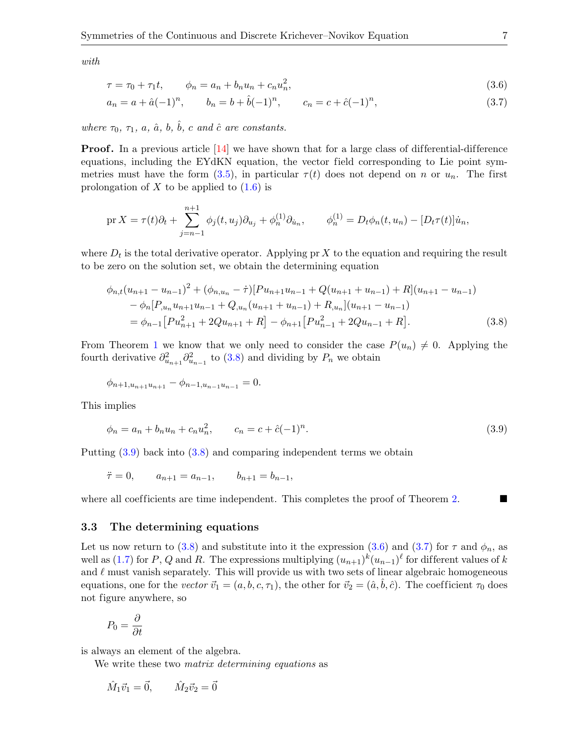*with*

$$
\tau = \tau_0 + \tau_1 t, \qquad \phi_n = a_n + b_n u_n + c_n u_n^2, \tag{3.6}
$$

$$
a_n = a + \hat{a}(-1)^n, \qquad b_n = b + \hat{b}(-1)^n, \qquad c_n = c + \hat{c}(-1)^n, \tag{3.7}
$$

*where $\tau_0$, $\tau_1$, $a$, $\hat{a}$, $b$, $\hat{b}$, $c$ and $\hat{c}$ are constants.*

**Proof.** In a previous article [14] we have shown that for a large class of differential-difference equations, including the EYdKN equation, the vector field corresponding to Lie point symmetries must have the form (3.5), in particular $\tau(t)$ does not depend on $n$ or $u_n$. The first prolongation of $X$ to be applied to (1.6) is

$$
\operatorname{pr} X = \tau(t)\partial_t + \sum_{j=n-1}^{n+1} \phi_j(t, u_j)\partial_{u_j} + \phi_n^{(1)}\partial_{\dot{u}_n}, \qquad \phi_n^{(1)} = D_t\phi_n(t, u_n) - [D_t\tau(t)]\dot{u}_n,
$$

where $D_t$ is the total derivative operator. Applying $\operatorname{pr} X$ to the equation and requiring the result to be zero on the solution set, we obtain the determining equation

$$
\begin{aligned}
&\phi_{n,t}(u_{n+1} - u_{n-1})^2 + (\phi_{n,u_n} - \dot{\tau})[P u_{n+1}u_{n-1} + Q(u_{n+1} + u_{n-1}) + R](u_{n+1} - u_{n-1}) \\
&\quad - \phi_n[P_{,u_n} u_{n+1}u_{n-1} + Q_{,u_n}(u_{n+1} + u_{n-1}) + R_{,u_n}](u_{n+1} - u_{n-1}) \\
&\quad = \phi_{n-1}\big[P u_{n+1}^2 + 2Q u_{n+1} + R\big] - \phi_{n+1}\big[P u_{n-1}^2 + 2Q u_{n-1} + R\big].
\end{aligned} \tag{3.8}
$$

From Theorem 1 we know that we only need to consider the case $P(u_n) \neq 0$. Applying the fourth derivative $\partial_{u_{n+1}}^2 \partial_{u_{n-1}}^2$ to (3.8) and dividing by $P_n$ we obtain

$$
\phi_{n+1,u_{n+1}u_{n+1}} - \phi_{n-1,u_{n-1}u_{n-1}} = 0.
$$

This implies

$$
\phi_n = a_n + b_n u_n + c_n u_n^2, \qquad c_n = c + \hat{c}(-1)^n. \tag{3.9}
$$

Putting (3.9) back into (3.8) and comparing independent terms we obtain

$$
\ddot{\tau} = 0, \qquad a_{n+1} = a_{n-1}, \qquad b_{n+1} = b_{n-1},
$$

where all coefficients are time independent. This completes the proof of Theorem 2. ■

### 3.3 The determining equations

Let us now return to (3.8) and substitute into it the expression (3.6) and (3.7) for $\tau$ and $\phi_n$, as well as (1.7) for $P$, $Q$ and $R$. The expressions multiplying $(u_{n+1})^k(u_{n-1})^\ell$ for different values of $k$ and $\ell$ must vanish separately. This will provide us with two sets of linear algebraic homogeneous equations, one for the *vector* $\vec{v}_1 = (a, b, c, \tau_1)$, the other for $\vec{v}_2 = (\hat{a}, \hat{b}, \hat{c})$. The coefficient $\tau_0$ does not figure anywhere, so

$$
P_0 = \frac{\partial}{\partial t}
$$

is always an element of the algebra.

We write these two *matrix determining equations* as

$$
\hat{M}_1\vec{v}_1 = \vec{0}, \qquad \hat{M}_2\vec{v}_2 = \vec{0}
$$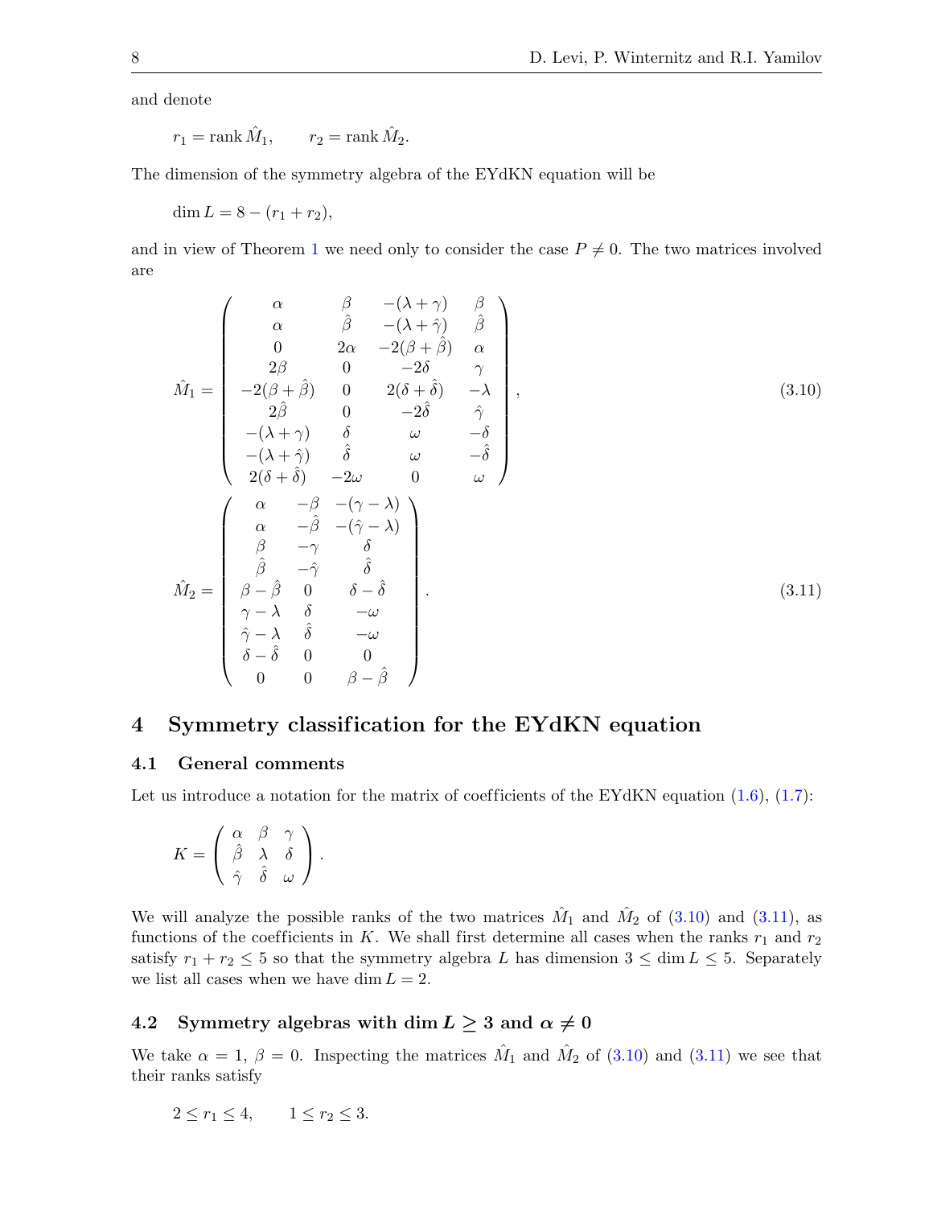and denote

$$r_1 = \operatorname{rank} \hat{M}_1, \qquad r_2 = \operatorname{rank} \hat{M}_2.$$

The dimension of the symmetry algebra of the EYdKN equation will be

$$\dim L = 8 - (r_1 + r_2),$$

and in view of Theorem 1 we need only to consider the case $P \neq 0$. The two matrices involved are

$$\hat{M}_1 = \begin{pmatrix} \alpha & \beta & -(\lambda+\gamma) & \beta \\ \alpha & \hat{\beta} & -(\lambda+\hat{\gamma}) & \hat{\beta} \\ 0 & 2\alpha & -2(\beta+\hat{\beta}) & \alpha \\ 2\beta & 0 & -2\delta & \gamma \\ -2(\beta+\hat{\beta}) & 0 & 2(\delta+\hat{\delta}) & -\lambda \\ 2\hat{\beta} & 0 & -2\hat{\delta} & \hat{\gamma} \\ -(\lambda+\gamma) & \delta & \omega & -\delta \\ -(\lambda+\hat{\gamma}) & \hat{\delta} & \omega & -\hat{\delta} \\ 2(\delta+\hat{\delta}) & -2\omega & 0 & \omega \end{pmatrix}, \tag{3.10}$$

$$\hat{M}_2 = \begin{pmatrix} \alpha & -\beta & -(\gamma-\lambda) \\ \alpha & -\hat{\beta} & -(\hat{\gamma}-\lambda) \\ \beta & -\gamma & \delta \\ \hat{\beta} & -\hat{\gamma} & \hat{\delta} \\ \beta-\hat{\beta} & 0 & \delta-\hat{\delta} \\ \gamma-\lambda & \delta & -\omega \\ \hat{\gamma}-\lambda & \hat{\delta} & -\omega \\ \delta-\hat{\delta} & 0 & 0 \\ 0 & 0 & \beta-\hat{\beta} \end{pmatrix}. \tag{3.11}$$

## 4 Symmetry classification for the EYdKN equation

### 4.1 General comments

Let us introduce a notation for the matrix of coefficients of the EYdKN equation (1.6), (1.7):

$$K = \begin{pmatrix} \alpha & \beta & \gamma \\ \hat{\beta} & \lambda & \delta \\ \hat{\gamma} & \hat{\delta} & \omega \end{pmatrix}.$$

We will analyze the possible ranks of the two matrices $\hat{M}_1$ and $\hat{M}_2$ of (3.10) and (3.11), as functions of the coefficients in $K$. We shall first determine all cases when the ranks $r_1$ and $r_2$ satisfy $r_1 + r_2 \leq 5$ so that the symmetry algebra $L$ has dimension $3 \leq \dim L \leq 5$. Separately we list all cases when we have $\dim L = 2$.

### 4.2 Symmetry algebras with $\dim L \geq 3$ and $\alpha \neq 0$

We take $\alpha = 1$, $\beta = 0$. Inspecting the matrices $\hat{M}_1$ and $\hat{M}_2$ of (3.10) and (3.11) we see that their ranks satisfy

$$2 \leq r_1 \leq 4, \qquad 1 \leq r_2 \leq 3.$$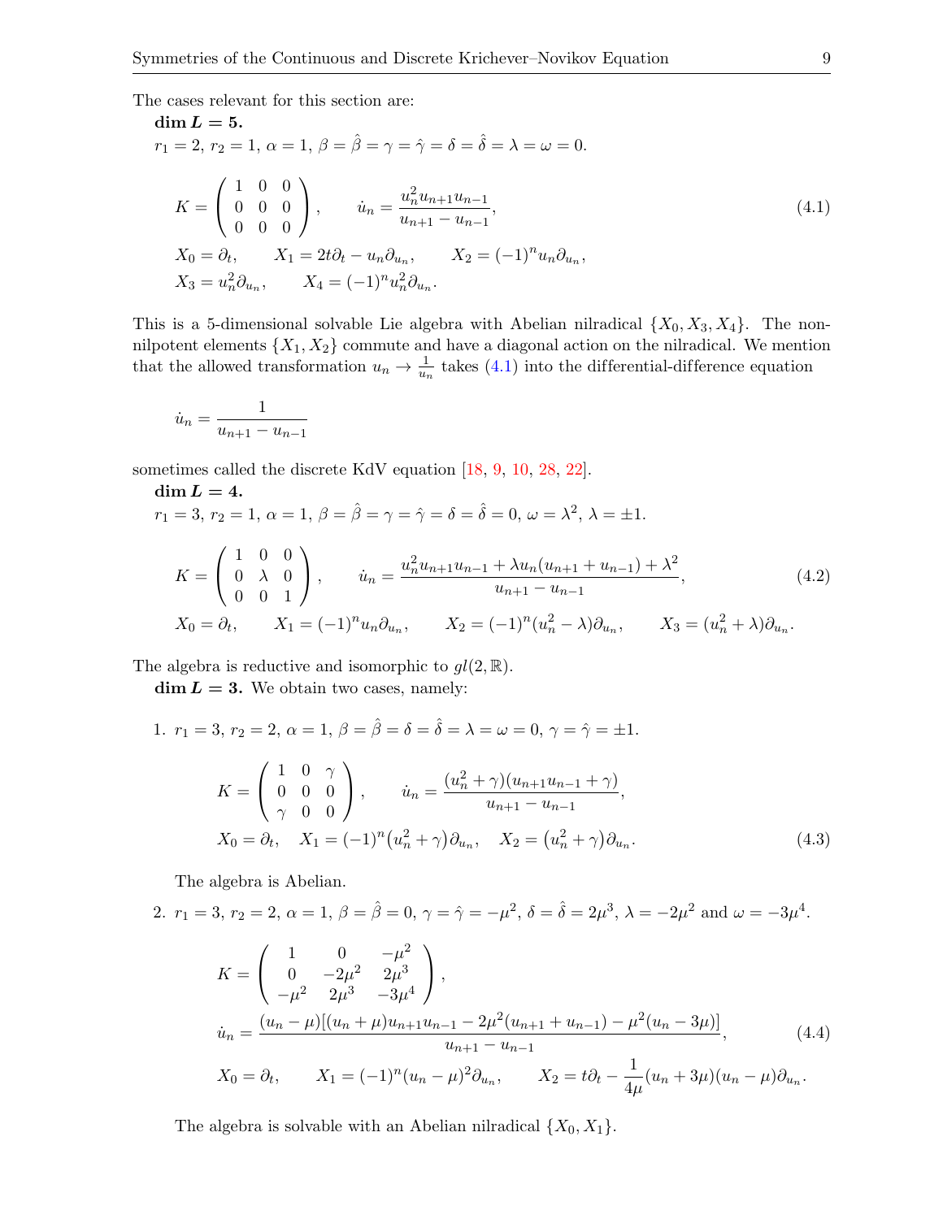The cases relevant for this section are:

**dim $L = 5$.**

$r_1 = 2$, $r_2 = 1$, $\alpha = 1$, $\beta = \hat{\beta} = \gamma = \hat{\gamma} = \delta = \hat{\delta} = \lambda = \omega = 0$.

$$K = \begin{pmatrix} 1 & 0 & 0 \\ 0 & 0 & 0 \\ 0 & 0 & 0 \end{pmatrix}, \qquad \dot{u}_n = \frac{u_n^2 u_{n+1} u_{n-1}}{u_{n+1} - u_{n-1}}, \tag{4.1}$$

$$X_0 = \partial_t, \qquad X_1 = 2t\partial_t - u_n \partial_{u_n}, \qquad X_2 = (-1)^n u_n \partial_{u_n},$$

$$X_3 = u_n^2 \partial_{u_n}, \qquad X_4 = (-1)^n u_n^2 \partial_{u_n}.$$

This is a 5-dimensional solvable Lie algebra with Abelian nilradical $\{X_0, X_3, X_4\}$. The non-nilpotent elements $\{X_1, X_2\}$ commute and have a diagonal action on the nilradical. We mention that the allowed transformation $u_n \to \frac{1}{u_n}$ takes (4.1) into the differential-difference equation

$$\dot{u}_n = \frac{1}{u_{n+1} - u_{n-1}}$$

sometimes called the discrete KdV equation [18, 9, 10, 28, 22].

**dim $L = 4$.**

$r_1 = 3$, $r_2 = 1$, $\alpha = 1$, $\beta = \hat{\beta} = \gamma = \hat{\gamma} = \delta = \hat{\delta} = 0$, $\omega = \lambda^2$, $\lambda = \pm 1$.

$$K = \begin{pmatrix} 1 & 0 & 0 \\ 0 & \lambda & 0 \\ 0 & 0 & 1 \end{pmatrix}, \qquad \dot{u}_n = \frac{u_n^2 u_{n+1} u_{n-1} + \lambda u_n (u_{n+1} + u_{n-1}) + \lambda^2}{u_{n+1} - u_{n-1}}, \tag{4.2}$$

$$X_0 = \partial_t, \qquad X_1 = (-1)^n u_n \partial_{u_n}, \qquad X_2 = (-1)^n (u_n^2 - \lambda) \partial_{u_n}, \qquad X_3 = (u_n^2 + \lambda) \partial_{u_n}.$$

The algebra is reductive and isomorphic to $gl(2, \mathbb{R})$.

**dim $L = 3$.** We obtain two cases, namely:

1. $r_1 = 3$, $r_2 = 2$, $\alpha = 1$, $\beta = \hat{\beta} = \delta = \hat{\delta} = \lambda = \omega = 0$, $\gamma = \hat{\gamma} = \pm 1$.

$$K = \begin{pmatrix} 1 & 0 & \gamma \\ 0 & 0 & 0 \\ \gamma & 0 & 0 \end{pmatrix}, \qquad \dot{u}_n = \frac{(u_n^2 + \gamma)(u_{n+1} u_{n-1} + \gamma)}{u_{n+1} - u_{n-1}},$$

$$X_0 = \partial_t, \quad X_1 = (-1)^n \big(u_n^2 + \gamma\big) \partial_{u_n}, \quad X_2 = \big(u_n^2 + \gamma\big) \partial_{u_n}. \tag{4.3}$$

The algebra is Abelian.

2. $r_1 = 3$, $r_2 = 2$, $\alpha = 1$, $\beta = \hat{\beta} = 0$, $\gamma = \hat{\gamma} = -\mu^2$, $\delta = \hat{\delta} = 2\mu^3$, $\lambda = -2\mu^2$ and $\omega = -3\mu^4$.

$$K = \begin{pmatrix} 1 & 0 & -\mu^2 \\ 0 & -2\mu^2 & 2\mu^3 \\ -\mu^2 & 2\mu^3 & -3\mu^4 \end{pmatrix},$$

$$\dot{u}_n = \frac{(u_n - \mu)[(u_n + \mu) u_{n+1} u_{n-1} - 2\mu^2 (u_{n+1} + u_{n-1}) - \mu^2 (u_n - 3\mu)]}{u_{n+1} - u_{n-1}}, \tag{4.4}$$

$$X_0 = \partial_t, \qquad X_1 = (-1)^n (u_n - \mu)^2 \partial_{u_n}, \qquad X_2 = t\partial_t - \frac{1}{4\mu}(u_n + 3\mu)(u_n - \mu) \partial_{u_n}.$$

The algebra is solvable with an Abelian nilradical $\{X_0, X_1\}$.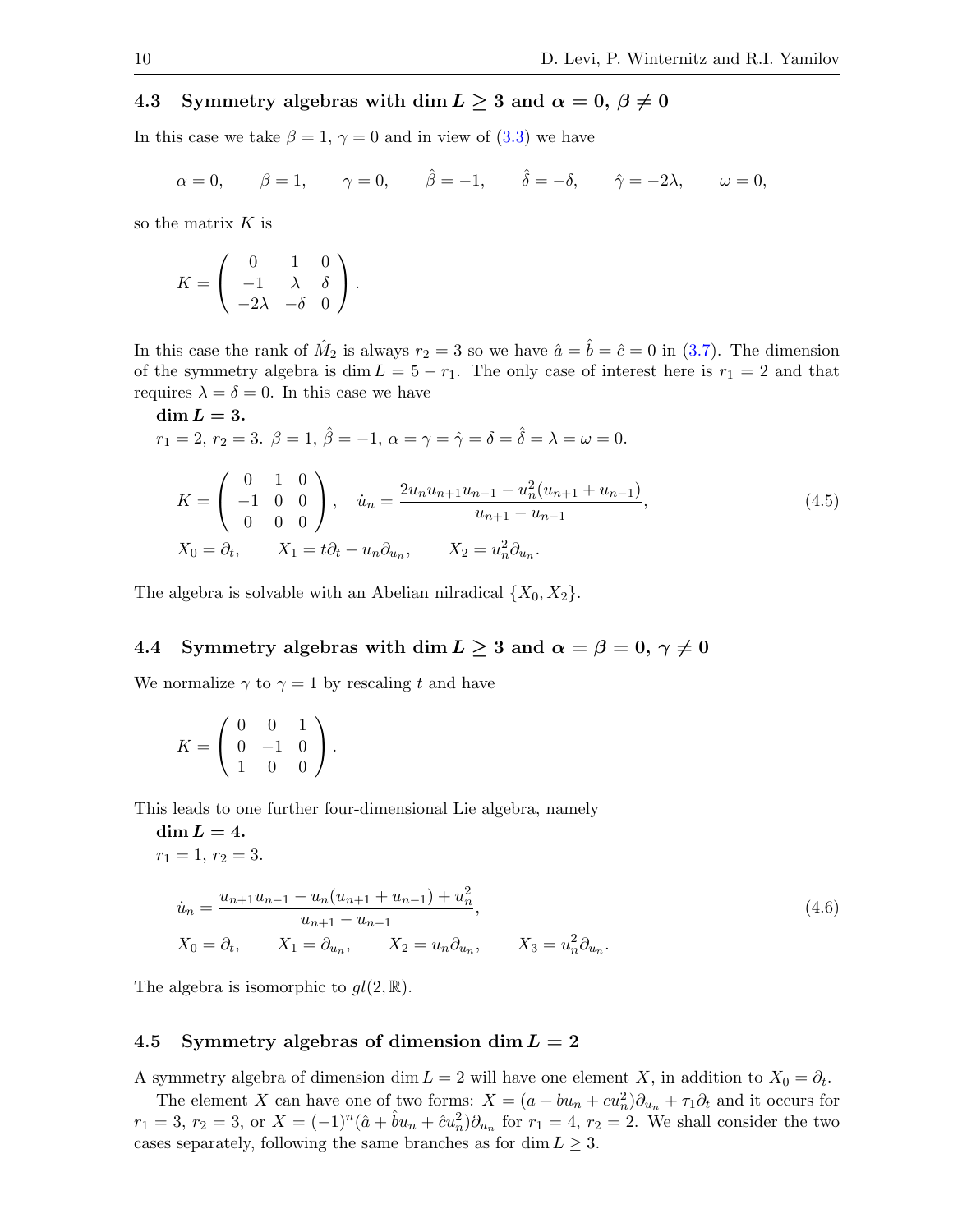### 4.3 Symmetry algebras with $\dim L \geq 3$ and $\alpha = 0$, $\beta \neq 0$

In this case we take $\beta = 1$, $\gamma = 0$ and in view of (3.3) we have

$$\alpha = 0, \qquad \beta = 1, \qquad \gamma = 0, \qquad \hat{\beta} = -1, \qquad \hat{\delta} = -\delta, \qquad \hat{\gamma} = -2\lambda, \qquad \omega = 0,$$

so the matrix $K$ is

$$K = \begin{pmatrix} 0 & 1 & 0 \\ -1 & \lambda & \delta \\ -2\lambda & -\delta & 0 \end{pmatrix}.$$

In this case the rank of $\hat{M}_2$ is always $r_2 = 3$ so we have $\hat{a} = \hat{b} = \hat{c} = 0$ in (3.7). The dimension of the symmetry algebra is $\dim L = 5 - r_1$. The only case of interest here is $r_1 = 2$ and that requires $\lambda = \delta = 0$. In this case we have

**$\dim L = 3$.**

$r_1 = 2$, $r_2 = 3$. $\beta = 1$, $\hat{\beta} = -1$, $\alpha = \gamma = \hat{\gamma} = \delta = \hat{\delta} = \lambda = \omega = 0$.

$$K = \begin{pmatrix} 0 & 1 & 0 \\ -1 & 0 & 0 \\ 0 & 0 & 0 \end{pmatrix}, \qquad \dot{u}_n = \frac{2u_n u_{n+1} u_{n-1} - u_n^2 (u_{n+1} + u_{n-1})}{u_{n+1} - u_{n-1}}, \tag{4.5}$$
$$X_0 = \partial_t, \qquad X_1 = t\partial_t - u_n \partial_{u_n}, \qquad X_2 = u_n^2 \partial_{u_n}.$$

The algebra is solvable with an Abelian nilradical $\{X_0, X_2\}$.

### 4.4 Symmetry algebras with $\dim L \geq 3$ and $\alpha = \beta = 0$, $\gamma \neq 0$

We normalize $\gamma$ to $\gamma = 1$ by rescaling $t$ and have

$$K = \begin{pmatrix} 0 & 0 & 1 \\ 0 & -1 & 0 \\ 1 & 0 & 0 \end{pmatrix}.$$

This leads to one further four-dimensional Lie algebra, namely

**$\dim L = 4$.**

$r_1 = 1$, $r_2 = 3$.

$$\dot{u}_n = \frac{u_{n+1} u_{n-1} - u_n (u_{n+1} + u_{n-1}) + u_n^2}{u_{n+1} - u_{n-1}}, \tag{4.6}$$
$$X_0 = \partial_t, \qquad X_1 = \partial_{u_n}, \qquad X_2 = u_n \partial_{u_n}, \qquad X_3 = u_n^2 \partial_{u_n}.$$

The algebra is isomorphic to $gl(2, \mathbb{R})$.

### 4.5 Symmetry algebras of dimension $\dim L = 2$

A symmetry algebra of dimension $\dim L = 2$ will have one element $X$, in addition to $X_0 = \partial_t$.

The element $X$ can have one of two forms: $X = (a + bu_n + cu_n^2)\partial_{u_n} + \tau_1 \partial_t$ and it occurs for $r_1 = 3$, $r_2 = 3$, or $X = (-1)^n (\hat{a} + \hat{b} u_n + \hat{c} u_n^2)\partial_{u_n}$ for $r_1 = 4$, $r_2 = 2$. We shall consider the two cases separately, following the same branches as for $\dim L \geq 3$.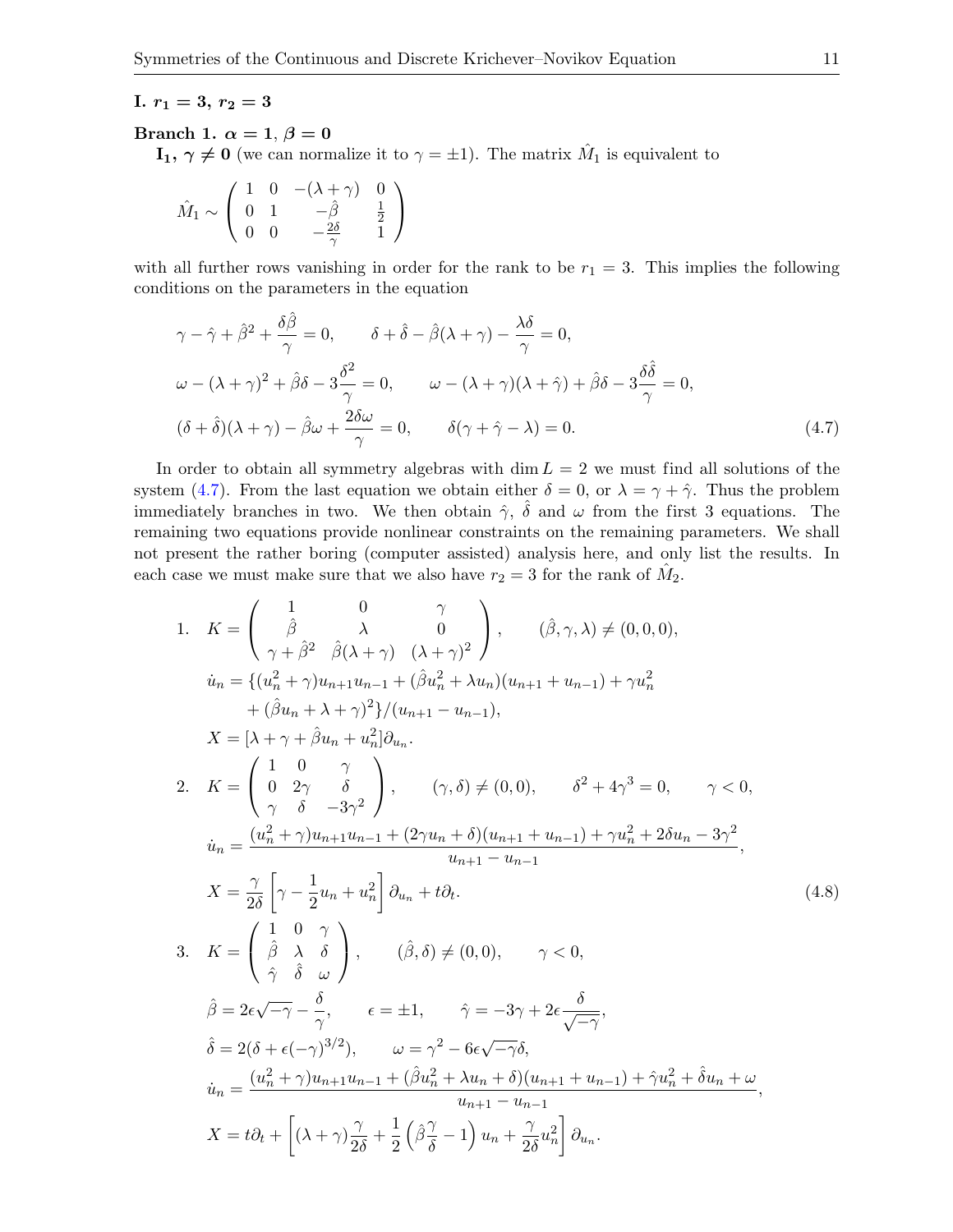**I. $r_1 = 3$, $r_2 = 3$**

**Branch 1. $\alpha = 1$, $\beta = 0$**

**$\mathbf{I_1}$, $\boldsymbol{\gamma \neq 0}$** (we can normalize it to $\gamma = \pm 1$). The matrix $\hat{M}_1$ is equivalent to

$$\hat{M}_1 \sim \begin{pmatrix} 1 & 0 & -(\lambda+\gamma) & 0 \\ 0 & 1 & -\hat{\beta} & \frac{1}{2} \\ 0 & 0 & -\frac{2\delta}{\gamma} & 1 \end{pmatrix}$$

with all further rows vanishing in order for the rank to be $r_1 = 3$. This implies the following conditions on the parameters in the equation

$$\begin{gathered}
\gamma - \hat{\gamma} + \hat{\beta}^2 + \frac{\delta\hat{\beta}}{\gamma} = 0, \qquad \delta + \hat{\delta} - \hat{\beta}(\lambda+\gamma) - \frac{\lambda\delta}{\gamma} = 0, \\
\omega - (\lambda+\gamma)^2 + \hat{\beta}\delta - 3\frac{\delta^2}{\gamma} = 0, \qquad \omega - (\lambda+\gamma)(\lambda+\hat{\gamma}) + \hat{\beta}\delta - 3\frac{\delta\hat{\delta}}{\gamma} = 0, \\
(\delta+\hat{\delta})(\lambda+\gamma) - \hat{\beta}\omega + \frac{2\delta\omega}{\gamma} = 0, \qquad \delta(\gamma + \hat{\gamma} - \lambda) = 0.
\end{gathered} \tag{4.7}$$

In order to obtain all symmetry algebras with $\dim L = 2$ we must find all solutions of the system (4.7). From the last equation we obtain either $\delta = 0$, or $\lambda = \gamma + \hat{\gamma}$. Thus the problem immediately branches in two. We then obtain $\hat{\gamma}$, $\hat{\delta}$ and $\omega$ from the first 3 equations. The remaining two equations provide nonlinear constraints on the remaining parameters. We shall not present the rather boring (computer assisted) analysis here, and only list the results. In each case we must make sure that we also have $r_2 = 3$ for the rank of $\hat{M}_2$.

$$\begin{aligned}
1.\quad & K = \begin{pmatrix} 1 & 0 & \gamma \\ \hat{\beta} & \lambda & 0 \\ \gamma + \hat{\beta}^2 & \hat{\beta}(\lambda+\gamma) & (\lambda+\gamma)^2 \end{pmatrix}, \qquad (\hat{\beta}, \gamma, \lambda) \neq (0,0,0), \\
& \dot{u}_n = \{(u_n^2 + \gamma)u_{n+1}u_{n-1} + (\hat{\beta}u_n^2 + \lambda u_n)(u_{n+1} + u_{n-1}) + \gamma u_n^2 \\
& \qquad + (\hat{\beta}u_n + \lambda + \gamma)^2\}/(u_{n+1} - u_{n-1}), \\
& X = [\lambda + \gamma + \hat{\beta}u_n + u_n^2]\partial_{u_n}. \\
2.\quad & K = \begin{pmatrix} 1 & 0 & \gamma \\ 0 & 2\gamma & \delta \\ \gamma & \delta & -3\gamma^2 \end{pmatrix}, \qquad (\gamma, \delta) \neq (0,0), \qquad \delta^2 + 4\gamma^3 = 0, \qquad \gamma < 0, \\
& \dot{u}_n = \frac{(u_n^2 + \gamma)u_{n+1}u_{n-1} + (2\gamma u_n + \delta)(u_{n+1} + u_{n-1}) + \gamma u_n^2 + 2\delta u_n - 3\gamma^2}{u_{n+1} - u_{n-1}}, \\
& X = \frac{\gamma}{2\delta}\left[\gamma - \frac{1}{2}u_n + u_n^2\right]\partial_{u_n} + t\partial_t. \\
3.\quad & K = \begin{pmatrix} 1 & 0 & \gamma \\ \hat{\beta} & \lambda & \delta \\ \hat{\gamma} & \hat{\delta} & \omega \end{pmatrix}, \qquad (\hat{\beta}, \delta) \neq (0,0), \qquad \gamma < 0, \\
& \hat{\beta} = 2\epsilon\sqrt{-\gamma} - \frac{\delta}{\gamma}, \qquad \epsilon = \pm 1, \qquad \hat{\gamma} = -3\gamma + 2\epsilon\frac{\delta}{\sqrt{-\gamma}}, \\
& \hat{\delta} = 2(\delta + \epsilon(-\gamma)^{3/2}), \qquad \omega = \gamma^2 - 6\epsilon\sqrt{-\gamma}\delta, \\
& \dot{u}_n = \frac{(u_n^2 + \gamma)u_{n+1}u_{n-1} + (\hat{\beta}u_n^2 + \lambda u_n + \delta)(u_{n+1} + u_{n-1}) + \hat{\gamma}u_n^2 + \hat{\delta}u_n + \omega}{u_{n+1} - u_{n-1}}, \\
& X = t\partial_t + \left[(\lambda+\gamma)\frac{\gamma}{2\delta} + \frac{1}{2}\left(\hat{\beta}\frac{\gamma}{\delta} - 1\right)u_n + \frac{\gamma}{2\delta}u_n^2\right]\partial_{u_n}.
\end{aligned} \tag{4.8}$$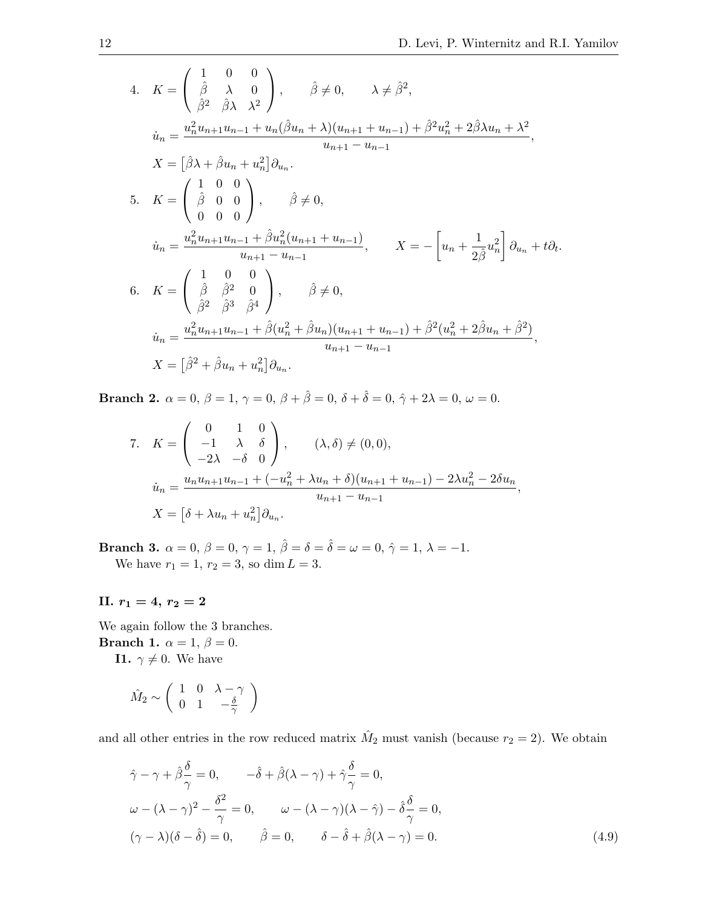4. $K = \begin{pmatrix} 1 & 0 & 0 \\ \hat{\beta} & \lambda & 0 \\ \hat{\beta}^2 & \hat{\beta}\lambda & \lambda^2 \end{pmatrix}, \qquad \hat{\beta} \neq 0, \qquad \lambda \neq \hat{\beta}^2,$

$$\dot{u}_n = \frac{u_n^2 u_{n+1} u_{n-1} + u_n(\hat{\beta} u_n + \lambda)(u_{n+1} + u_{n-1}) + \hat{\beta}^2 u_n^2 + 2\hat{\beta}\lambda u_n + \lambda^2}{u_{n+1} - u_{n-1}},$$

$$X = \left[\hat{\beta}\lambda + \hat{\beta} u_n + u_n^2\right]\partial_{u_n}.$$

5. $K = \begin{pmatrix} 1 & 0 & 0 \\ \hat{\beta} & 0 & 0 \\ 0 & 0 & 0 \end{pmatrix}, \qquad \hat{\beta} \neq 0,$

$$\dot{u}_n = \frac{u_n^2 u_{n+1} u_{n-1} + \hat{\beta} u_n^2 (u_{n+1} + u_{n-1})}{u_{n+1} - u_{n-1}}, \qquad X = -\left[u_n + \frac{1}{2\hat{\beta}} u_n^2\right]\partial_{u_n} + t\partial_t.$$

6. $K = \begin{pmatrix} 1 & 0 & 0 \\ \hat{\beta} & \hat{\beta}^2 & 0 \\ \hat{\beta}^2 & \hat{\beta}^3 & \hat{\beta}^4 \end{pmatrix}, \qquad \hat{\beta} \neq 0,$

$$\dot{u}_n = \frac{u_n^2 u_{n+1} u_{n-1} + \hat{\beta}(u_n^2 + \hat{\beta} u_n)(u_{n+1} + u_{n-1}) + \hat{\beta}^2(u_n^2 + 2\hat{\beta} u_n + \hat{\beta}^2)}{u_{n+1} - u_{n-1}},$$

$$X = \left[\hat{\beta}^2 + \hat{\beta} u_n + u_n^2\right]\partial_{u_n}.$$

**Branch 2.** $\alpha = 0$, $\beta = 1$, $\gamma = 0$, $\beta + \hat{\beta} = 0$, $\delta + \hat{\delta} = 0$, $\hat{\gamma} + 2\lambda = 0$, $\omega = 0$.

7. $K = \begin{pmatrix} 0 & 1 & 0 \\ -1 & \lambda & \delta \\ -2\lambda & -\delta & 0 \end{pmatrix}, \qquad (\lambda, \delta) \neq (0, 0),$

$$\dot{u}_n = \frac{u_n u_{n+1} u_{n-1} + (-u_n^2 + \lambda u_n + \delta)(u_{n+1} + u_{n-1}) - 2\lambda u_n^2 - 2\delta u_n}{u_{n+1} - u_{n-1}},$$

$$X = \left[\delta + \lambda u_n + u_n^2\right]\partial_{u_n}.$$

**Branch 3.** $\alpha = 0$, $\beta = 0$, $\gamma = 1$, $\hat{\beta} = \delta = \hat{\delta} = \omega = 0$, $\hat{\gamma} = 1$, $\lambda = -1$.
We have $r_1 = 1$, $r_2 = 3$, so $\dim L = 3$.

### II. $r_1 = 4$, $r_2 = 2$

We again follow the 3 branches.
**Branch 1.** $\alpha = 1$, $\beta = 0$.
**I1.** $\gamma \neq 0$. We have

$$\hat{M}_2 \sim \begin{pmatrix} 1 & 0 & \lambda - \gamma \\ 0 & 1 & -\frac{\delta}{\gamma} \end{pmatrix}$$

and all other entries in the row reduced matrix $\hat{M}_2$ must vanish (because $r_2 = 2$). We obtain

$$\hat{\gamma} - \gamma + \hat{\beta}\frac{\delta}{\gamma} = 0, \qquad -\hat{\delta} + \hat{\beta}(\lambda - \gamma) + \hat{\gamma}\frac{\delta}{\gamma} = 0,$$
$$\omega - (\lambda - \gamma)^2 - \frac{\delta^2}{\gamma} = 0, \qquad \omega - (\lambda - \gamma)(\lambda - \hat{\gamma}) - \hat{\delta}\frac{\delta}{\gamma} = 0,$$
$$(\gamma - \lambda)(\delta - \hat{\delta}) = 0, \qquad \hat{\beta} = 0, \qquad \delta - \hat{\delta} + \hat{\beta}(\lambda - \gamma) = 0. \tag{4.9}$$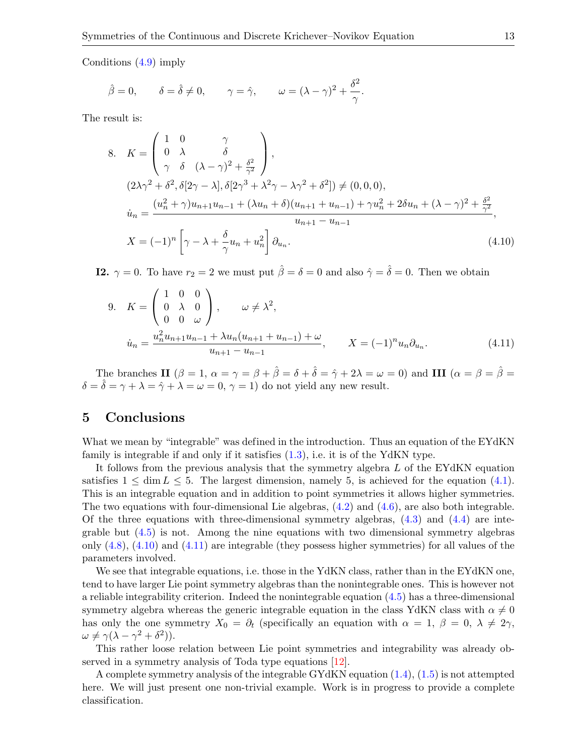Conditions (4.9) imply

$$\hat{\beta} = 0, \qquad \delta = \hat{\delta} \neq 0, \qquad \gamma = \hat{\gamma}, \qquad \omega = (\lambda - \gamma)^2 + \frac{\delta^2}{\gamma}.$$

The result is:

$$\text{8.}\quad K = \begin{pmatrix} 1 & 0 & \gamma \\ 0 & \lambda & \delta \\ \gamma & \delta & (\lambda-\gamma)^2 + \frac{\delta^2}{\gamma^2} \end{pmatrix},$$

$$(2\lambda\gamma^2 + \delta^2, \delta[2\gamma - \lambda], \delta[2\gamma^3 + \lambda^2\gamma - \lambda\gamma^2 + \delta^2]) \neq (0,0,0),$$

$$\dot{u}_n = \frac{(u_n^2 + \gamma)u_{n+1}u_{n-1} + (\lambda u_n + \delta)(u_{n+1} + u_{n-1}) + \gamma u_n^2 + 2\delta u_n + (\lambda - \gamma)^2 + \frac{\delta^2}{\gamma^2}}{u_{n+1} - u_{n-1}},$$

$$X = (-1)^n \left[\gamma - \lambda + \frac{\delta}{\gamma} u_n + u_n^2\right] \partial_{u_n}. \tag{4.10}$$

**I2.** $\gamma = 0$. To have $r_2 = 2$ we must put $\hat{\beta} = \delta = 0$ and also $\hat{\gamma} = \hat{\delta} = 0$. Then we obtain

$$\text{9.}\quad K = \begin{pmatrix} 1 & 0 & 0 \\ 0 & \lambda & 0 \\ 0 & 0 & \omega \end{pmatrix}, \qquad \omega \neq \lambda^2,$$

$$\dot{u}_n = \frac{u_n^2 u_{n+1}u_{n-1} + \lambda u_n(u_{n+1} + u_{n-1}) + \omega}{u_{n+1} - u_{n-1}}, \qquad X = (-1)^n u_n \partial_{u_n}. \tag{4.11}$$

The branches **II** ($\beta = 1$, $\alpha = \gamma = \beta + \hat{\beta} = \delta + \hat{\delta} = \hat{\gamma} + 2\lambda = \omega = 0$) and **III** ($\alpha = \beta = \hat{\beta} = \delta = \hat{\delta} = \gamma + \lambda = \hat{\gamma} + \lambda = \omega = 0$, $\gamma = 1$) do not yield any new result.

## 5 Conclusions

What we mean by "integrable" was defined in the introduction. Thus an equation of the EYdKN family is integrable if and only if it satisfies (1.3), i.e. it is of the YdKN type.

It follows from the previous analysis that the symmetry algebra $L$ of the EYdKN equation satisfies $1 \leq \dim L \leq 5$. The largest dimension, namely 5, is achieved for the equation (4.1). This is an integrable equation and in addition to point symmetries it allows higher symmetries. The two equations with four-dimensional Lie algebras, (4.2) and (4.6), are also both integrable. Of the three equations with three-dimensional symmetry algebras, (4.3) and (4.4) are integrable but (4.5) is not. Among the nine equations with two dimensional symmetry algebras only (4.8), (4.10) and (4.11) are integrable (they possess higher symmetries) for all values of the parameters involved.

We see that integrable equations, i.e. those in the YdKN class, rather than in the EYdKN one, tend to have larger Lie point symmetry algebras than the nonintegrable ones. This is however not a reliable integrability criterion. Indeed the nonintegrable equation (4.5) has a three-dimensional symmetry algebra whereas the generic integrable equation in the class YdKN class with $\alpha \neq 0$ has only the one symmetry $X_0 = \partial_t$ (specifically an equation with $\alpha = 1$, $\beta = 0$, $\lambda \neq 2\gamma$, $\omega \neq \gamma(\lambda - \gamma^2 + \delta^2)$).

This rather loose relation between Lie point symmetries and integrability was already observed in a symmetry analysis of Toda type equations [12].

A complete symmetry analysis of the integrable GYdKN equation (1.4), (1.5) is not attempted here. We will just present one non-trivial example. Work is in progress to provide a complete classification.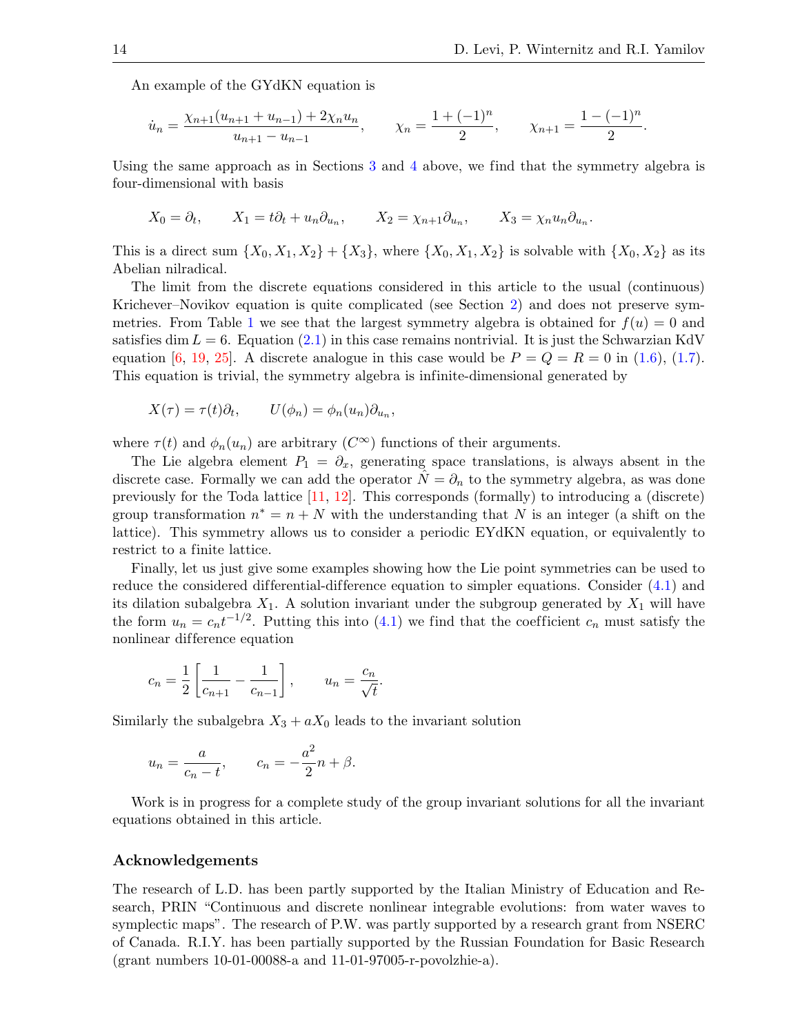An example of the GYdKN equation is

$$\dot{u}_n = \frac{\chi_{n+1}(u_{n+1} + u_{n-1}) + 2\chi_n u_n}{u_{n+1} - u_{n-1}}, \qquad \chi_n = \frac{1 + (-1)^n}{2}, \qquad \chi_{n+1} = \frac{1 - (-1)^n}{2}.$$

Using the same approach as in Sections 3 and 4 above, we find that the symmetry algebra is four-dimensional with basis

$$X_0 = \partial_t, \qquad X_1 = t\partial_t + u_n\partial_{u_n}, \qquad X_2 = \chi_{n+1}\partial_{u_n}, \qquad X_3 = \chi_n u_n \partial_{u_n}.$$

This is a direct sum $\{X_0, X_1, X_2\} + \{X_3\}$, where $\{X_0, X_1, X_2\}$ is solvable with $\{X_0, X_2\}$ as its Abelian nilradical.

The limit from the discrete equations considered in this article to the usual (continuous) Krichever–Novikov equation is quite complicated (see Section 2) and does not preserve symmetries. From Table 1 we see that the largest symmetry algebra is obtained for $f(u) = 0$ and satisfies $\dim L = 6$. Equation (2.1) in this case remains nontrivial. It is just the Schwarzian KdV equation [6, 19, 25]. A discrete analogue in this case would be $P = Q = R = 0$ in (1.6), (1.7). This equation is trivial, the symmetry algebra is infinite-dimensional generated by

$$X(\tau) = \tau(t)\partial_t, \qquad U(\phi_n) = \phi_n(u_n)\partial_{u_n},$$

where $\tau(t)$ and $\phi_n(u_n)$ are arbitrary ($C^\infty$) functions of their arguments.

The Lie algebra element $P_1 = \partial_x$, generating space translations, is always absent in the discrete case. Formally we can add the operator $\hat{N} = \partial_n$ to the symmetry algebra, as was done previously for the Toda lattice [11, 12]. This corresponds (formally) to introducing a (discrete) group transformation $n^* = n + N$ with the understanding that $N$ is an integer (a shift on the lattice). This symmetry allows us to consider a periodic EYdKN equation, or equivalently to restrict to a finite lattice.

Finally, let us just give some examples showing how the Lie point symmetries can be used to reduce the considered differential-difference equation to simpler equations. Consider (4.1) and its dilation subalgebra $X_1$. A solution invariant under the subgroup generated by $X_1$ will have the form $u_n = c_n t^{-1/2}$. Putting this into (4.1) we find that the coefficient $c_n$ must satisfy the nonlinear difference equation

$$c_n = \frac{1}{2}\left[\frac{1}{c_{n+1}} - \frac{1}{c_{n-1}}\right], \qquad u_n = \frac{c_n}{\sqrt{t}}.$$

Similarly the subalgebra $X_3 + aX_0$ leads to the invariant solution

$$u_n = \frac{a}{c_n - t}, \qquad c_n = -\frac{a^2}{2}n + \beta.$$

Work is in progress for a complete study of the group invariant solutions for all the invariant equations obtained in this article.

## Acknowledgements

The research of L.D. has been partly supported by the Italian Ministry of Education and Research, PRIN "Continuous and discrete nonlinear integrable evolutions: from water waves to symplectic maps". The research of P.W. was partly supported by a research grant from NSERC of Canada. R.I.Y. has been partially supported by the Russian Foundation for Basic Research (grant numbers 10-01-00088-a and 11-01-97005-r-povolzhie-a).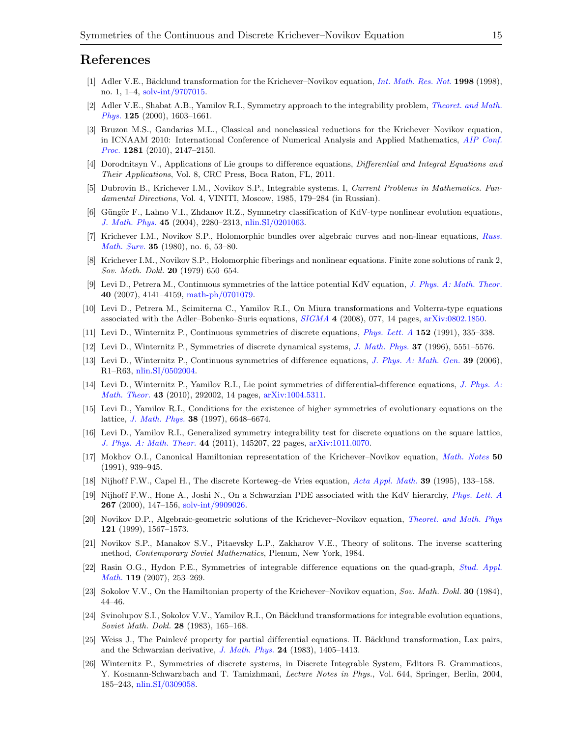## References

[1] Adler V.E., Bäcklund transformation for the Krichever–Novikov equation, *Int. Math. Res. Not.* **1998** (1998), no. 1, 1–4, solv-int/9707015.

[2] Adler V.E., Shabat A.B., Yamilov R.I., Symmetry approach to the integrability problem, *Theoret. and Math. Phys.* **125** (2000), 1603–1661.

[3] Bruzon M.S., Gandarias M.L., Classical and nonclassical reductions for the Krichever–Novikov equation, in ICNAAM 2010: International Conference of Numerical Analysis and Applied Mathematics, *AIP Conf. Proc.* **1281** (2010), 2147–2150.

[4] Dorodnitsyn V., Applications of Lie groups to difference equations, *Differential and Integral Equations and Their Applications*, Vol. 8, CRC Press, Boca Raton, FL, 2011.

[5] Dubrovin B., Krichever I.M., Novikov S.P., Integrable systems. I, *Current Problems in Mathematics. Fundamental Directions*, Vol. 4, VINITI, Moscow, 1985, 179–284 (in Russian).

[6] Güngör F., Lahno V.I., Zhdanov R.Z., Symmetry classification of KdV-type nonlinear evolution equations, *J. Math. Phys.* **45** (2004), 2280–2313, nlin.SI/0201063.

[7] Krichever I.M., Novikov S.P., Holomorphic bundles over algebraic curves and non-linear equations, *Russ. Math. Surv.* **35** (1980), no. 6, 53–80.

[8] Krichever I.M., Novikov S.P., Holomorphic fiberings and nonlinear equations. Finite zone solutions of rank 2, *Sov. Math. Dokl.* **20** (1979) 650–654.

[9] Levi D., Petrera M., Continuous symmetries of the lattice potential KdV equation, *J. Phys. A: Math. Theor.* **40** (2007), 4141–4159, math-ph/0701079.

[10] Levi D., Petrera M., Scimiterna C., Yamilov R.I., On Miura transformations and Volterra-type equations associated with the Adler–Bobenko–Suris equations, *SIGMA* **4** (2008), 077, 14 pages, arXiv:0802.1850.

[11] Levi D., Winternitz P., Continuous symmetries of discrete equations, *Phys. Lett. A* **152** (1991), 335–338.

[12] Levi D., Winternitz P., Symmetries of discrete dynamical systems, *J. Math. Phys.* **37** (1996), 5551–5576.

[13] Levi D., Winternitz P., Continuous symmetries of difference equations, *J. Phys. A: Math. Gen.* **39** (2006), R1–R63, nlin.SI/0502004.

[14] Levi D., Winternitz P., Yamilov R.I., Lie point symmetries of differential-difference equations, *J. Phys. A: Math. Theor.* **43** (2010), 292002, 14 pages, arXiv:1004.5311.

[15] Levi D., Yamilov R.I., Conditions for the existence of higher symmetries of evolutionary equations on the lattice, *J. Math. Phys.* **38** (1997), 6648–6674.

[16] Levi D., Yamilov R.I., Generalized symmetry integrability test for discrete equations on the square lattice, *J. Phys. A: Math. Theor.* **44** (2011), 145207, 22 pages, arXiv:1011.0070.

[17] Mokhov O.I., Canonical Hamiltonian representation of the Krichever–Novikov equation, *Math. Notes* **50** (1991), 939–945.

[18] Nijhoff F.W., Capel H., The discrete Korteweg–de Vries equation, *Acta Appl. Math.* **39** (1995), 133–158.

[19] Nijhoff F.W., Hone A., Joshi N., On a Schwarzian PDE associated with the KdV hierarchy, *Phys. Lett. A* **267** (2000), 147–156, solv-int/9909026.

[20] Novikov D.P., Algebraic-geometric solutions of the Krichever–Novikov equation, *Theoret. and Math. Phys* **121** (1999), 1567–1573.

[21] Novikov S.P., Manakov S.V., Pitaevsky L.P., Zakharov V.E., Theory of solitons. The inverse scattering method, *Contemporary Soviet Mathematics*, Plenum, New York, 1984.

[22] Rasin O.G., Hydon P.E., Symmetries of integrable difference equations on the quad-graph, *Stud. Appl. Math.* **119** (2007), 253–269.

[23] Sokolov V.V., On the Hamiltonian property of the Krichever–Novikov equation, *Sov. Math. Dokl.* **30** (1984), 44–46.

[24] Svinolupov S.I., Sokolov V.V., Yamilov R.I., On Bäcklund transformations for integrable evolution equations, *Soviet Math. Dokl.* **28** (1983), 165–168.

[25] Weiss J., The Painlevé property for partial differential equations. II. Bäcklund transformation, Lax pairs, and the Schwarzian derivative, *J. Math. Phys.* **24** (1983), 1405–1413.

[26] Winternitz P., Symmetries of discrete systems, in Discrete Integrable System, Editors B. Grammaticos, Y. Kosmann-Schwarzbach and T. Tamizhmani, *Lecture Notes in Phys.*, Vol. 644, Springer, Berlin, 2004, 185–243, nlin.SI/0309058.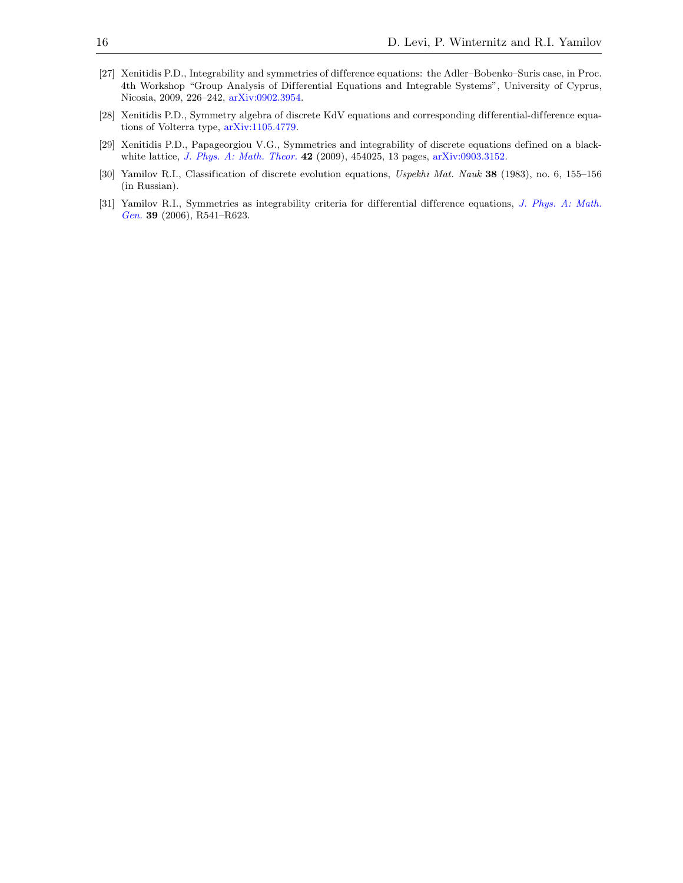[27] Xenitidis P.D., Integrability and symmetries of difference equations: the Adler–Bobenko–Suris case, in Proc. 4th Workshop "Group Analysis of Differential Equations and Integrable Systems", University of Cyprus, Nicosia, 2009, 226–242, arXiv:0902.3954.

[28] Xenitidis P.D., Symmetry algebra of discrete KdV equations and corresponding differential-difference equations of Volterra type, arXiv:1105.4779.

[29] Xenitidis P.D., Papageorgiou V.G., Symmetries and integrability of discrete equations defined on a black-white lattice, *J. Phys. A: Math. Theor.* **42** (2009), 454025, 13 pages, arXiv:0903.3152.

[30] Yamilov R.I., Classification of discrete evolution equations, *Uspekhi Mat. Nauk* **38** (1983), no. 6, 155–156 (in Russian).

[31] Yamilov R.I., Symmetries as integrability criteria for differential difference equations, *J. Phys. A: Math. Gen.* **39** (2006), R541–R623.